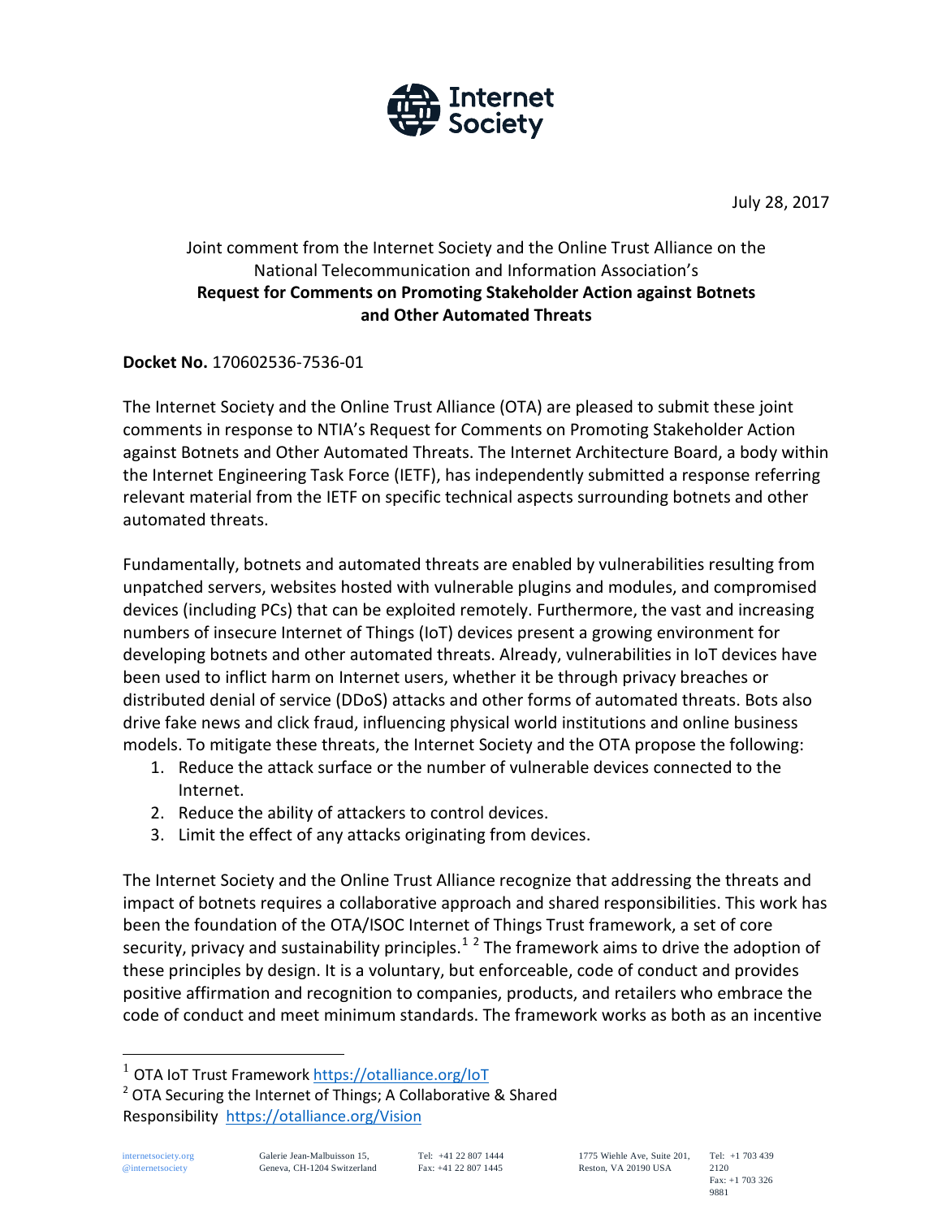July 28, 2017

Joint comment from the Internet Society and the Online Trust Alliance on the National Telecommunication and Information Association's
**Request for Comments on Promoting Stakeholder Action against Botnets and Other Automated Threats**

**Docket No.** 170602536-7536-01

The Internet Society and the Online Trust Alliance (OTA) are pleased to submit these joint comments in response to NTIA's Request for Comments on Promoting Stakeholder Action against Botnets and Other Automated Threats. The Internet Architecture Board, a body within the Internet Engineering Task Force (IETF), has independently submitted a response referring relevant material from the IETF on specific technical aspects surrounding botnets and other automated threats.

Fundamentally, botnets and automated threats are enabled by vulnerabilities resulting from unpatched servers, websites hosted with vulnerable plugins and modules, and compromised devices (including PCs) that can be exploited remotely. Furthermore, the vast and increasing numbers of insecure Internet of Things (IoT) devices present a growing environment for developing botnets and other automated threats. Already, vulnerabilities in IoT devices have been used to inflict harm on Internet users, whether it be through privacy breaches or distributed denial of service (DDoS) attacks and other forms of automated threats. Bots also drive fake news and click fraud, influencing physical world institutions and online business models. To mitigate these threats, the Internet Society and the OTA propose the following:

1. Reduce the attack surface or the number of vulnerable devices connected to the Internet.
2. Reduce the ability of attackers to control devices.
3. Limit the effect of any attacks originating from devices.

The Internet Society and the Online Trust Alliance recognize that addressing the threats and impact of botnets requires a collaborative approach and shared responsibilities. This work has been the foundation of the OTA/ISOC Internet of Things Trust framework, a set of core security, privacy and sustainability principles.[1] [2] The framework aims to drive the adoption of these principles by design. It is a voluntary, but enforceable, code of conduct and provides positive affirmation and recognition to companies, products, and retailers who embrace the code of conduct and meet minimum standards. The framework works as both as an incentive

[1] OTA IoT Trust Framework https://otalliance.org/IoT

[2] OTA Securing the Internet of Things; A Collaborative & Shared Responsibility https://otalliance.org/Vision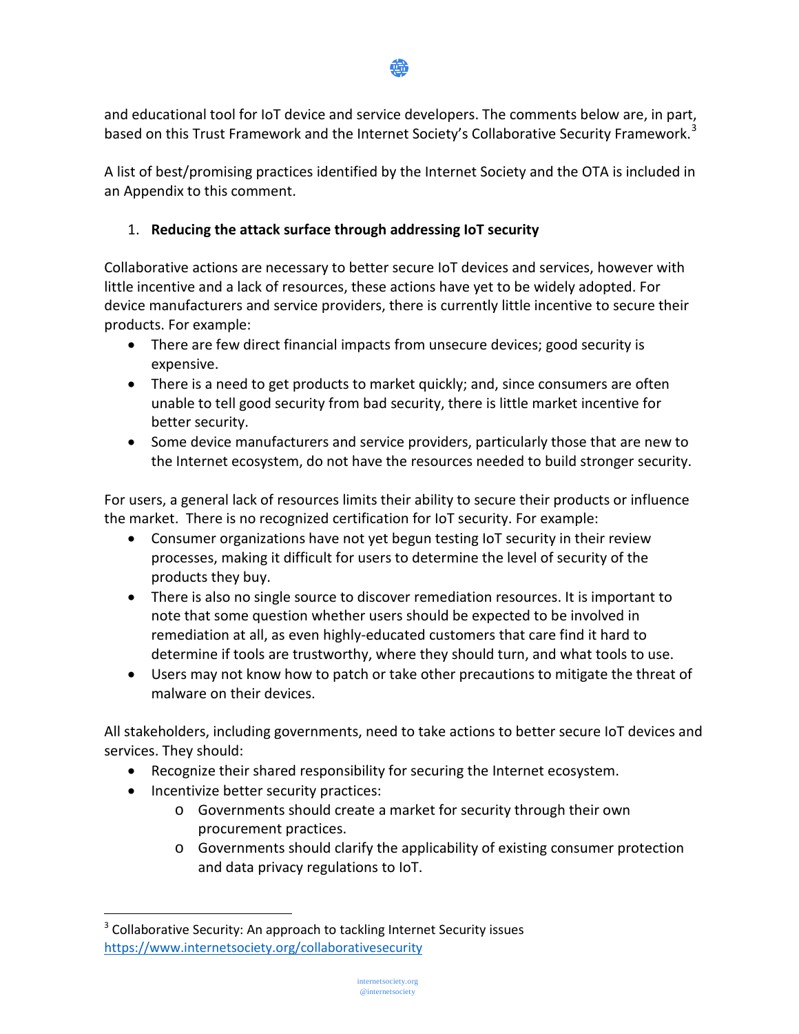and educational tool for IoT device and service developers. The comments below are, in part, based on this Trust Framework and the Internet Society's Collaborative Security Framework.[3]

A list of best/promising practices identified by the Internet Society and the OTA is included in an Appendix to this comment.

1. **Reducing the attack surface through addressing IoT security**

Collaborative actions are necessary to better secure IoT devices and services, however with little incentive and a lack of resources, these actions have yet to be widely adopted. For device manufacturers and service providers, there is currently little incentive to secure their products. For example:

- There are few direct financial impacts from unsecure devices; good security is expensive.
- There is a need to get products to market quickly; and, since consumers are often unable to tell good security from bad security, there is little market incentive for better security.
- Some device manufacturers and service providers, particularly those that are new to the Internet ecosystem, do not have the resources needed to build stronger security.

For users, a general lack of resources limits their ability to secure their products or influence the market. There is no recognized certification for IoT security. For example:

- Consumer organizations have not yet begun testing IoT security in their review processes, making it difficult for users to determine the level of security of the products they buy.
- There is also no single source to discover remediation resources. It is important to note that some question whether users should be expected to be involved in remediation at all, as even highly-educated customers that care find it hard to determine if tools are trustworthy, where they should turn, and what tools to use.
- Users may not know how to patch or take other precautions to mitigate the threat of malware on their devices.

All stakeholders, including governments, need to take actions to better secure IoT devices and services. They should:

- Recognize their shared responsibility for securing the Internet ecosystem.
- Incentivize better security practices:
  - Governments should create a market for security through their own procurement practices.
  - Governments should clarify the applicability of existing consumer protection and data privacy regulations to IoT.

[3] Collaborative Security: An approach to tackling Internet Security issues https://www.internetsociety.org/collaborativesecurity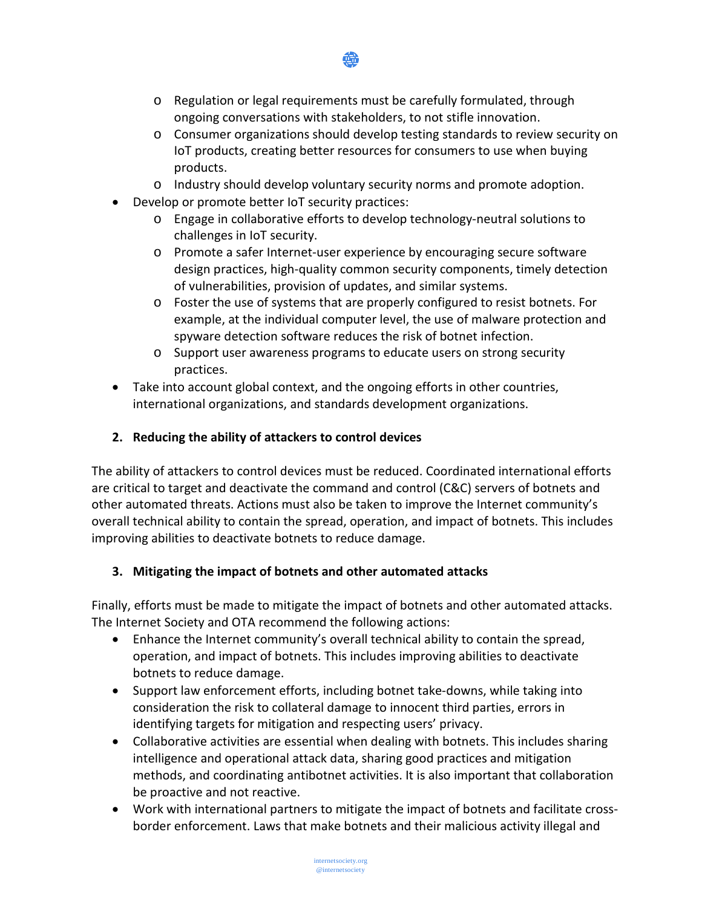- Regulation or legal requirements must be carefully formulated, through ongoing conversations with stakeholders, to not stifle innovation.
    - Consumer organizations should develop testing standards to review security on IoT products, creating better resources for consumers to use when buying products.
    - Industry should develop voluntary security norms and promote adoption.
- Develop or promote better IoT security practices:
    - Engage in collaborative efforts to develop technology-neutral solutions to challenges in IoT security.
    - Promote a safer Internet-user experience by encouraging secure software design practices, high-quality common security components, timely detection of vulnerabilities, provision of updates, and similar systems.
    - Foster the use of systems that are properly configured to resist botnets. For example, at the individual computer level, the use of malware protection and spyware detection software reduces the risk of botnet infection.
    - Support user awareness programs to educate users on strong security practices.
- Take into account global context, and the ongoing efforts in other countries, international organizations, and standards development organizations.

### 2. Reducing the ability of attackers to control devices

The ability of attackers to control devices must be reduced. Coordinated international efforts are critical to target and deactivate the command and control (C&C) servers of botnets and other automated threats. Actions must also be taken to improve the Internet community's overall technical ability to contain the spread, operation, and impact of botnets. This includes improving abilities to deactivate botnets to reduce damage.

### 3. Mitigating the impact of botnets and other automated attacks

Finally, efforts must be made to mitigate the impact of botnets and other automated attacks. The Internet Society and OTA recommend the following actions:

- Enhance the Internet community's overall technical ability to contain the spread, operation, and impact of botnets. This includes improving abilities to deactivate botnets to reduce damage.
- Support law enforcement efforts, including botnet take-downs, while taking into consideration the risk to collateral damage to innocent third parties, errors in identifying targets for mitigation and respecting users' privacy.
- Collaborative activities are essential when dealing with botnets. This includes sharing intelligence and operational attack data, sharing good practices and mitigation methods, and coordinating antibotnet activities. It is also important that collaboration be proactive and not reactive.
- Work with international partners to mitigate the impact of botnets and facilitate cross-border enforcement. Laws that make botnets and their malicious activity illegal and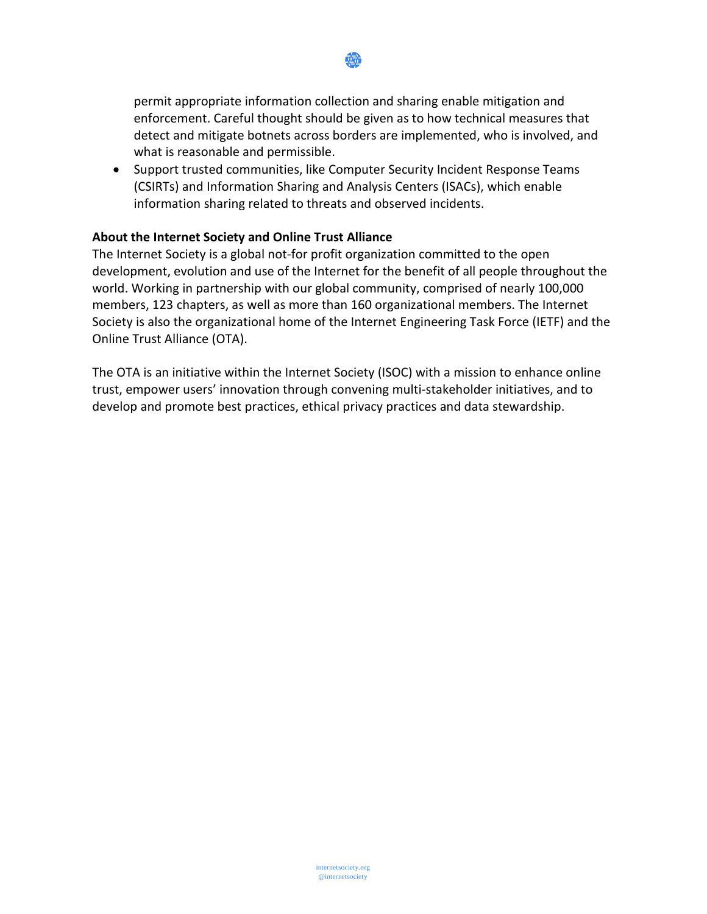permit appropriate information collection and sharing enable mitigation and enforcement. Careful thought should be given as to how technical measures that detect and mitigate botnets across borders are implemented, who is involved, and what is reasonable and permissible.

- Support trusted communities, like Computer Security Incident Response Teams (CSIRTs) and Information Sharing and Analysis Centers (ISACs), which enable information sharing related to threats and observed incidents.

**About the Internet Society and Online Trust Alliance**

The Internet Society is a global not-for profit organization committed to the open development, evolution and use of the Internet for the benefit of all people throughout the world. Working in partnership with our global community, comprised of nearly 100,000 members, 123 chapters, as well as more than 160 organizational members. The Internet Society is also the organizational home of the Internet Engineering Task Force (IETF) and the Online Trust Alliance (OTA).

The OTA is an initiative within the Internet Society (ISOC) with a mission to enhance online trust, empower users' innovation through convening multi-stakeholder initiatives, and to develop and promote best practices, ethical privacy practices and data stewardship.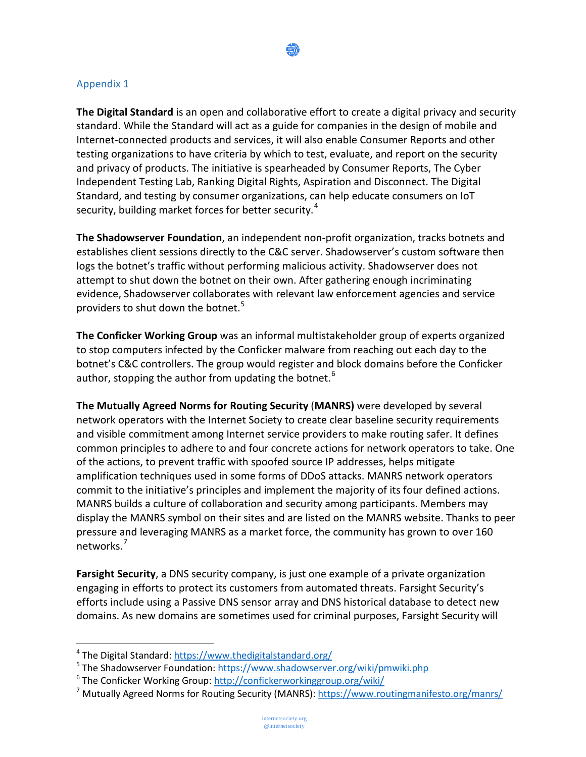## Appendix 1

**The Digital Standard** is an open and collaborative effort to create a digital privacy and security standard. While the Standard will act as a guide for companies in the design of mobile and Internet-connected products and services, it will also enable Consumer Reports and other testing organizations to have criteria by which to test, evaluate, and report on the security and privacy of products. The initiative is spearheaded by Consumer Reports, The Cyber Independent Testing Lab, Ranking Digital Rights, Aspiration and Disconnect. The Digital Standard, and testing by consumer organizations, can help educate consumers on IoT security, building market forces for better security.[4]

**The Shadowserver Foundation**, an independent non-profit organization, tracks botnets and establishes client sessions directly to the C&C server. Shadowserver's custom software then logs the botnet's traffic without performing malicious activity. Shadowserver does not attempt to shut down the botnet on their own. After gathering enough incriminating evidence, Shadowserver collaborates with relevant law enforcement agencies and service providers to shut down the botnet.[5]

**The Conficker Working Group** was an informal multistakeholder group of experts organized to stop computers infected by the Conficker malware from reaching out each day to the botnet's C&C controllers. The group would register and block domains before the Conficker author, stopping the author from updating the botnet.[6]

**The Mutually Agreed Norms for Routing Security** (**MANRS)** were developed by several network operators with the Internet Society to create clear baseline security requirements and visible commitment among Internet service providers to make routing safer. It defines common principles to adhere to and four concrete actions for network operators to take. One of the actions, to prevent traffic with spoofed source IP addresses, helps mitigate amplification techniques used in some forms of DDoS attacks. MANRS network operators commit to the initiative's principles and implement the majority of its four defined actions. MANRS builds a culture of collaboration and security among participants. Members may display the MANRS symbol on their sites and are listed on the MANRS website. Thanks to peer pressure and leveraging MANRS as a market force, the community has grown to over 160 networks.[7]

**Farsight Security**, a DNS security company, is just one example of a private organization engaging in efforts to protect its customers from automated threats. Farsight Security's efforts include using a Passive DNS sensor array and DNS historical database to detect new domains. As new domains are sometimes used for criminal purposes, Farsight Security will

---

[4] The Digital Standard: https://www.thedigitalstandard.org/

[5] The Shadowserver Foundation: https://www.shadowserver.org/wiki/pmwiki.php

[6] The Conficker Working Group: http://confickerworkinggroup.org/wiki/

[7] Mutually Agreed Norms for Routing Security (MANRS): https://www.routingmanifesto.org/manrs/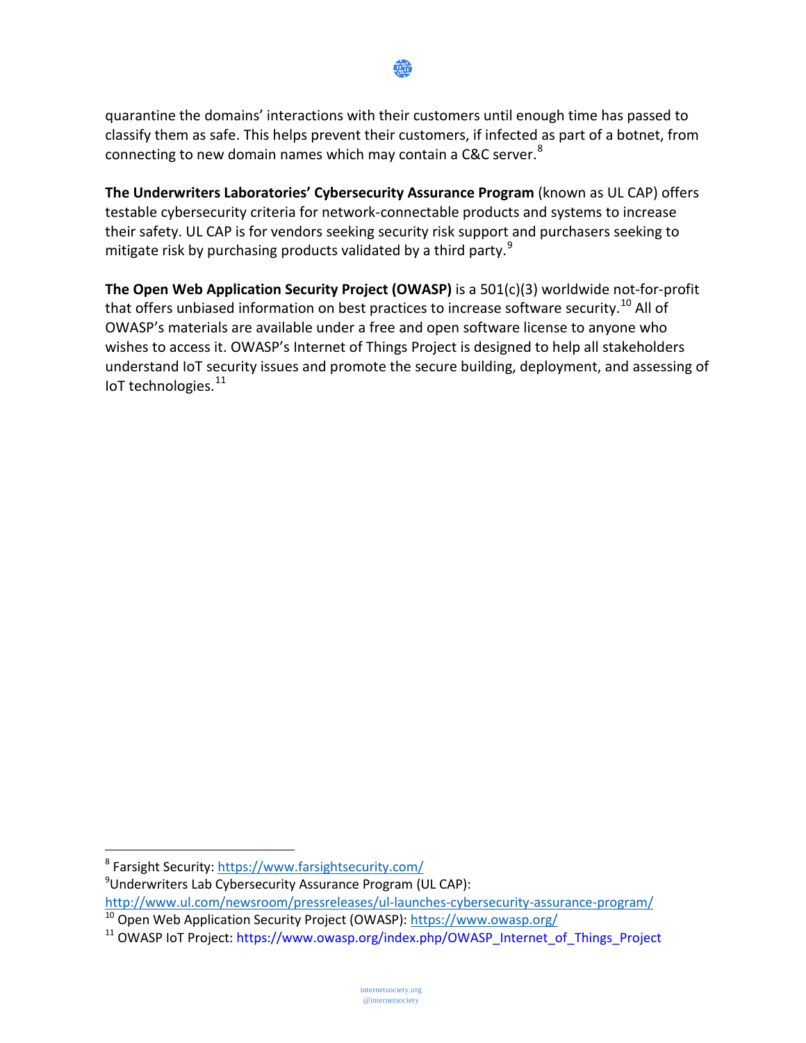quarantine the domains' interactions with their customers until enough time has passed to classify them as safe. This helps prevent their customers, if infected as part of a botnet, from connecting to new domain names which may contain a C&C server.[8]

**The Underwriters Laboratories' Cybersecurity Assurance Program** (known as UL CAP) offers testable cybersecurity criteria for network-connectable products and systems to increase their safety. UL CAP is for vendors seeking security risk support and purchasers seeking to mitigate risk by purchasing products validated by a third party.[9]

**The Open Web Application Security Project (OWASP)** is a 501(c)(3) worldwide not-for-profit that offers unbiased information on best practices to increase software security.[10] All of OWASP's materials are available under a free and open software license to anyone who wishes to access it. OWASP's Internet of Things Project is designed to help all stakeholders understand IoT security issues and promote the secure building, deployment, and assessing of IoT technologies.[11]

---

[8] Farsight Security: https://www.farsightsecurity.com/

[9] Underwriters Lab Cybersecurity Assurance Program (UL CAP): http://www.ul.com/newsroom/pressreleases/ul-launches-cybersecurity-assurance-program/

[10] Open Web Application Security Project (OWASP): https://www.owasp.org/

[11] OWASP IoT Project: https://www.owasp.org/index.php/OWASP_Internet_of_Things_Project